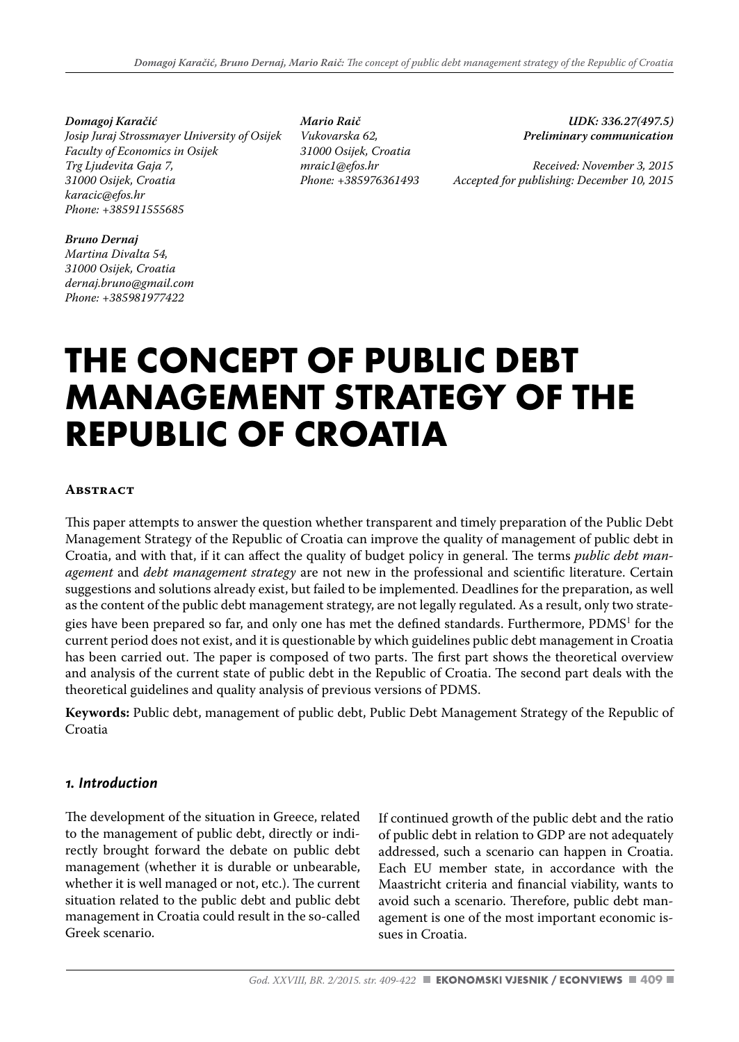*Domagoj Karačić*
*Josip Juraj Strossmayer University of Osijek*
*Faculty of Economics in Osijek*
*Trg Ljudevita Gaja 7,*
*31000 Osijek, Croatia*
*karacic@efos.hr*
*Phone: +385911555685*

*Bruno Dernaj*
*Martina Divalta 54,*
*31000 Osijek, Croatia*
*dernaj.bruno@gmail.com*
*Phone: +385981977422*

*Mario Raič*
*Vukovarska 62,*
*31000 Osijek, Croatia*
*mraic1@efos.hr*
*Phone: +385976361493*

*UDK: 336.27(497.5)*
*Preliminary communication*

*Received: November 3, 2015*
*Accepted for publishing: December 10, 2015*

# THE CONCEPT OF PUBLIC DEBT MANAGEMENT STRATEGY OF THE REPUBLIC OF CROATIA

## Abstract

This paper attempts to answer the question whether transparent and timely preparation of the Public Debt Management Strategy of the Republic of Croatia can improve the quality of management of public debt in Croatia, and with that, if it can affect the quality of budget policy in general. The terms *public debt management* and *debt management strategy* are not new in the professional and scientific literature. Certain suggestions and solutions already exist, but failed to be implemented. Deadlines for the preparation, as well as the content of the public debt management strategy, are not legally regulated. As a result, only two strategies have been prepared so far, and only one has met the defined standards. Furthermore, PDMS[1] for the current period does not exist, and it is questionable by which guidelines public debt management in Croatia has been carried out. The paper is composed of two parts. The first part shows the theoretical overview and analysis of the current state of public debt in the Republic of Croatia. The second part deals with the theoretical guidelines and quality analysis of previous versions of PDMS.

**Keywords:** Public debt, management of public debt, Public Debt Management Strategy of the Republic of Croatia

## 1. Introduction

The development of the situation in Greece, related to the management of public debt, directly or indirectly brought forward the debate on public debt management (whether it is durable or unbearable, whether it is well managed or not, etc.). The current situation related to the public debt and public debt management in Croatia could result in the so-called Greek scenario.

If continued growth of the public debt and the ratio of public debt in relation to GDP are not adequately addressed, such a scenario can happen in Croatia. Each EU member state, in accordance with the Maastricht criteria and financial viability, wants to avoid such a scenario. Therefore, public debt management is one of the most important economic issues in Croatia.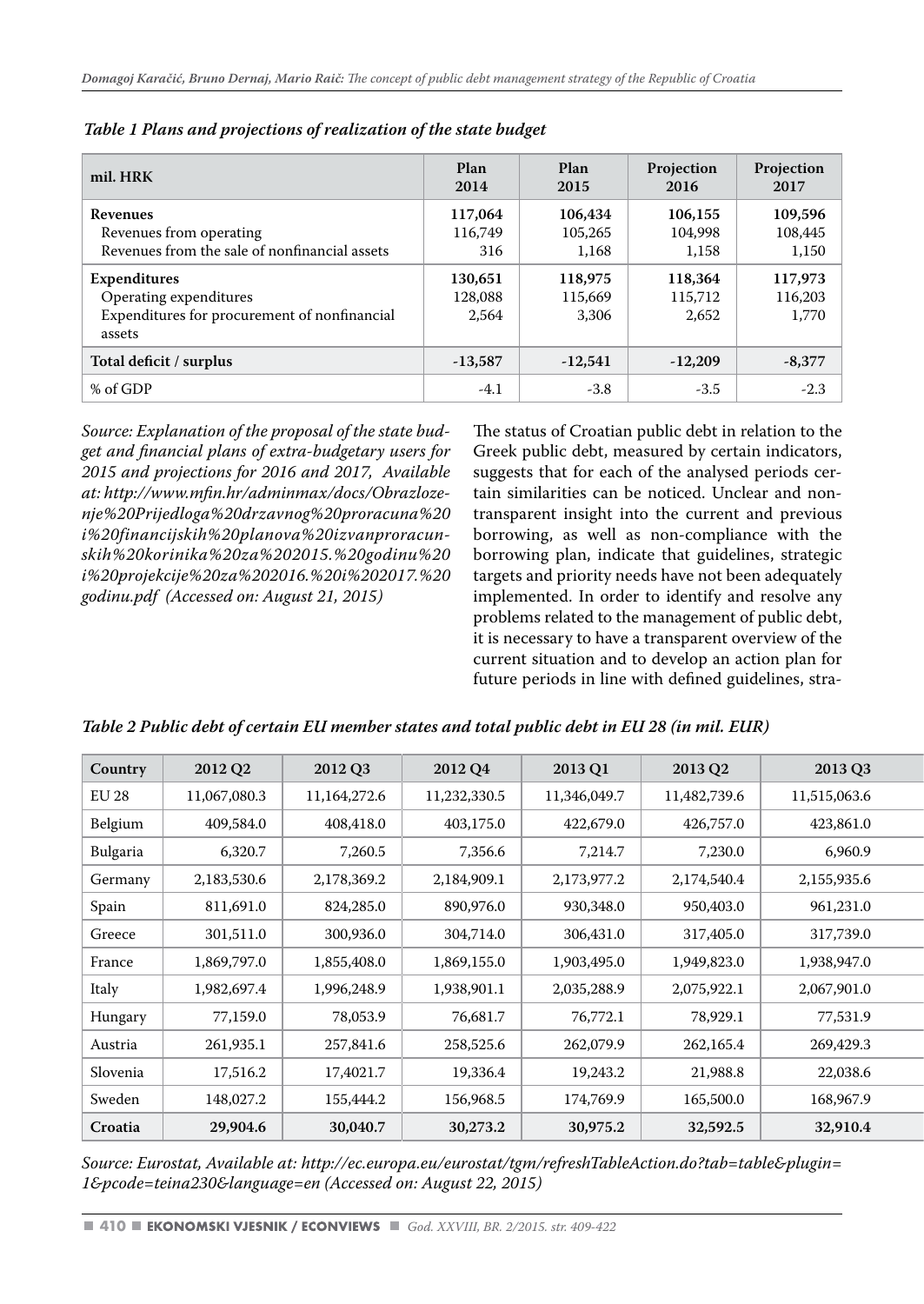*Table 1 Plans and projections of realization of the state budget*

| mil. HRK | Plan 2014 | Plan 2015 | Projection 2016 | Projection 2017 |
|---|---|---|---|---|
| **Revenues** | **117,064** | **106,434** | **106,155** | **109,596** |
| Revenues from operating | 116,749 | 105,265 | 104,998 | 108,445 |
| Revenues from the sale of nonfinancial assets | 316 | 1,168 | 1,158 | 1,150 |
| **Expenditures** | **130,651** | **118,975** | **118,364** | **117,973** |
| Operating expenditures | 128,088 | 115,669 | 115,712 | 116,203 |
| Expenditures for procurement of nonfinancial assets | 2,564 | 3,306 | 2,652 | 1,770 |
| **Total deficit / surplus** | **-13,587** | **-12,541** | **-12,209** | **-8,377** |
| % of GDP | -4.1 | -3.8 | -3.5 | -2.3 |

*Source: Explanation of the proposal of the state budget and financial plans of extra-budgetary users for 2015 and projections for 2016 and 2017, Available at: http://www.mfin.hr/adminmax/docs/Obrazlozenje%20Prijedloga%20drzavnog%20proracuna%20i%20financijskih%20planova%20izvanproracunskih%20korinika%20za%202015.%20godinu%20i%20projekcije%20za%202016.%20i%202017.%20godinu.pdf (Accessed on: August 21, 2015)*

The status of Croatian public debt in relation to the Greek public debt, measured by certain indicators, suggests that for each of the analysed periods certain similarities can be noticed. Unclear and non-transparent insight into the current and previous borrowing, as well as non-compliance with the borrowing plan, indicate that guidelines, strategic targets and priority needs have not been adequately implemented. In order to identify and resolve any problems related to the management of public debt, it is necessary to have a transparent overview of the current situation and to develop an action plan for future periods in line with defined guidelines, stra-

*Table 2 Public debt of certain EU member states and total public debt in EU 28 (in mil. EUR)*

| Country | 2012 Q2 | 2012 Q3 | 2012 Q4 | 2013 Q1 | 2013 Q2 | 2013 Q3 |
|---|---|---|---|---|---|---|
| EU 28 | 11,067,080.3 | 11,164,272.6 | 11,232,330.5 | 11,346,049.7 | 11,482,739.6 | 11,515,063.6 |
| Belgium | 409,584.0 | 408,418.0 | 403,175.0 | 422,679.0 | 426,757.0 | 423,861.0 |
| Bulgaria | 6,320.7 | 7,260.5 | 7,356.6 | 7,214.7 | 7,230.0 | 6,960.9 |
| Germany | 2,183,530.6 | 2,178,369.2 | 2,184,909.1 | 2,173,977.2 | 2,174,540.4 | 2,155,935.6 |
| Spain | 811,691.0 | 824,285.0 | 890,976.0 | 930,348.0 | 950,403.0 | 961,231.0 |
| Greece | 301,511.0 | 300,936.0 | 304,714.0 | 306,431.0 | 317,405.0 | 317,739.0 |
| France | 1,869,797.0 | 1,855,408.0 | 1,869,155.0 | 1,903,495.0 | 1,949,823.0 | 1,938,947.0 |
| Italy | 1,982,697.4 | 1,996,248.9 | 1,938,901.1 | 2,035,288.9 | 2,075,922.1 | 2,067,901.0 |
| Hungary | 77,159.0 | 78,053.9 | 76,681.7 | 76,772.1 | 78,929.1 | 77,531.9 |
| Austria | 261,935.1 | 257,841.6 | 258,525.6 | 262,079.9 | 262,165.4 | 269,429.3 |
| Slovenia | 17,516.2 | 17,4021.7 | 19,336.4 | 19,243.2 | 21,988.8 | 22,038.6 |
| Sweden | 148,027.2 | 155,444.2 | 156,968.5 | 174,769.9 | 165,500.0 | 168,967.9 |
| **Croatia** | **29,904.6** | **30,040.7** | **30,273.2** | **30,975.2** | **32,592.5** | **32,910.4** |

*Source: Eurostat, Available at: http://ec.europa.eu/eurostat/tgm/refreshTableAction.do?tab=table&plugin=1&pcode=teina230&language=en (Accessed on: August 22, 2015)*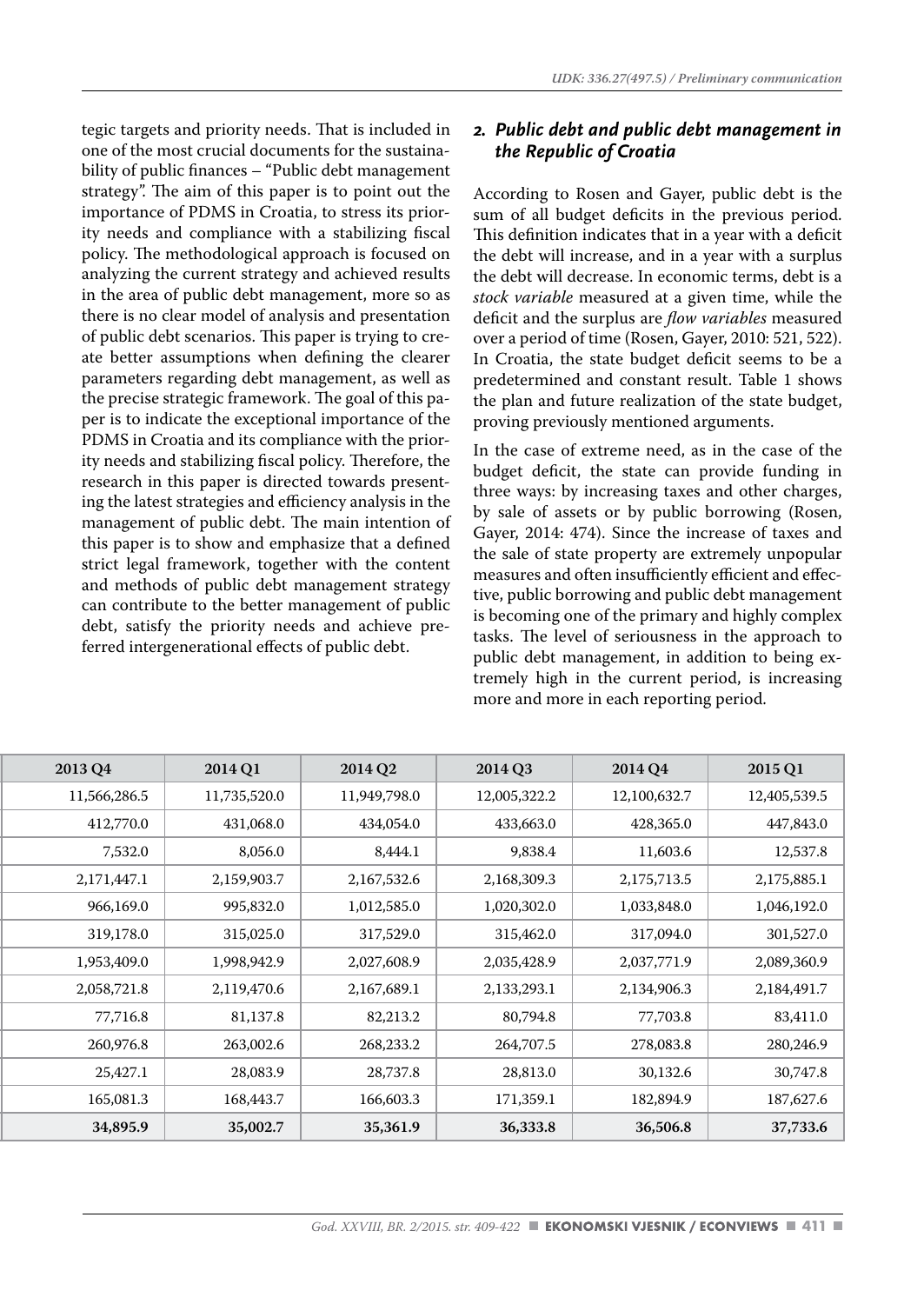tegic targets and priority needs. That is included in one of the most crucial documents for the sustainability of public finances – "Public debt management strategy". The aim of this paper is to point out the importance of PDMS in Croatia, to stress its priority needs and compliance with a stabilizing fiscal policy. The methodological approach is focused on analyzing the current strategy and achieved results in the area of public debt management, more so as there is no clear model of analysis and presentation of public debt scenarios. This paper is trying to create better assumptions when defining the clearer parameters regarding debt management, as well as the precise strategic framework. The goal of this paper is to indicate the exceptional importance of the PDMS in Croatia and its compliance with the priority needs and stabilizing fiscal policy. Therefore, the research in this paper is directed towards presenting the latest strategies and efficiency analysis in the management of public debt. The main intention of this paper is to show and emphasize that a defined strict legal framework, together with the content and methods of public debt management strategy can contribute to the better management of public debt, satisfy the priority needs and achieve preferred intergenerational effects of public debt.

## 2. Public debt and public debt management in the Republic of Croatia

According to Rosen and Gayer, public debt is the sum of all budget deficits in the previous period. This definition indicates that in a year with a deficit the debt will increase, and in a year with a surplus the debt will decrease. In economic terms, debt is a *stock variable* measured at a given time, while the deficit and the surplus are *flow variables* measured over a period of time (Rosen, Gayer, 2010: 521, 522). In Croatia, the state budget deficit seems to be a predetermined and constant result. Table 1 shows the plan and future realization of the state budget, proving previously mentioned arguments.

In the case of extreme need, as in the case of the budget deficit, the state can provide funding in three ways: by increasing taxes and other charges, by sale of assets or by public borrowing (Rosen, Gayer, 2014: 474). Since the increase of taxes and the sale of state property are extremely unpopular measures and often insufficiently efficient and effective, public borrowing and public debt management is becoming one of the primary and highly complex tasks. The level of seriousness in the approach to public debt management, in addition to being extremely high in the current period, is increasing more and more in each reporting period.

| 2013 Q4 | 2014 Q1 | 2014 Q2 | 2014 Q3 | 2014 Q4 | 2015 Q1 |
|---|---|---|---|---|---|
| 11,566,286.5 | 11,735,520.0 | 11,949,798.0 | 12,005,322.2 | 12,100,632.7 | 12,405,539.5 |
| 412,770.0 | 431,068.0 | 434,054.0 | 433,663.0 | 428,365.0 | 447,843.0 |
| 7,532.0 | 8,056.0 | 8,444.1 | 9,838.4 | 11,603.6 | 12,537.8 |
| 2,171,447.1 | 2,159,903.7 | 2,167,532.6 | 2,168,309.3 | 2,175,713.5 | 2,175,885.1 |
| 966,169.0 | 995,832.0 | 1,012,585.0 | 1,020,302.0 | 1,033,848.0 | 1,046,192.0 |
| 319,178.0 | 315,025.0 | 317,529.0 | 315,462.0 | 317,094.0 | 301,527.0 |
| 1,953,409.0 | 1,998,942.9 | 2,027,608.9 | 2,035,428.9 | 2,037,771.9 | 2,089,360.9 |
| 2,058,721.8 | 2,119,470.6 | 2,167,689.1 | 2,133,293.1 | 2,134,906.3 | 2,184,491.7 |
| 77,716.8 | 81,137.8 | 82,213.2 | 80,794.8 | 77,703.8 | 83,411.0 |
| 260,976.8 | 263,002.6 | 268,233.2 | 264,707.5 | 278,083.8 | 280,246.9 |
| 25,427.1 | 28,083.9 | 28,737.8 | 28,813.0 | 30,132.6 | 30,747.8 |
| 165,081.3 | 168,443.7 | 166,603.3 | 171,359.1 | 182,894.9 | 187,627.6 |
| **34,895.9** | **35,002.7** | **35,361.9** | **36,333.8** | **36,506.8** | **37,733.6** |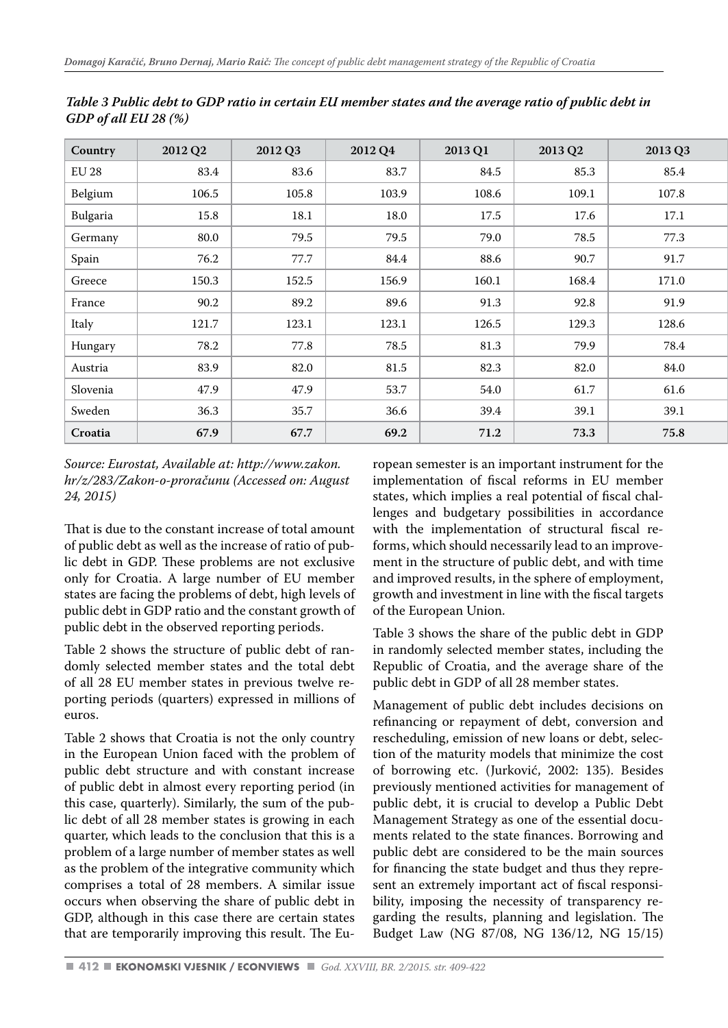*Table 3 Public debt to GDP ratio in certain EU member states and the average ratio of public debt in GDP of all EU 28 (%)*

| Country | 2012 Q2 | 2012 Q3 | 2012 Q4 | 2013 Q1 | 2013 Q2 | 2013 Q3 |
|---|---|---|---|---|---|---|
| EU 28 | 83.4 | 83.6 | 83.7 | 84.5 | 85.3 | 85.4 |
| Belgium | 106.5 | 105.8 | 103.9 | 108.6 | 109.1 | 107.8 |
| Bulgaria | 15.8 | 18.1 | 18.0 | 17.5 | 17.6 | 17.1 |
| Germany | 80.0 | 79.5 | 79.5 | 79.0 | 78.5 | 77.3 |
| Spain | 76.2 | 77.7 | 84.4 | 88.6 | 90.7 | 91.7 |
| Greece | 150.3 | 152.5 | 156.9 | 160.1 | 168.4 | 171.0 |
| France | 90.2 | 89.2 | 89.6 | 91.3 | 92.8 | 91.9 |
| Italy | 121.7 | 123.1 | 123.1 | 126.5 | 129.3 | 128.6 |
| Hungary | 78.2 | 77.8 | 78.5 | 81.3 | 79.9 | 78.4 |
| Austria | 83.9 | 82.0 | 81.5 | 82.3 | 82.0 | 84.0 |
| Slovenia | 47.9 | 47.9 | 53.7 | 54.0 | 61.7 | 61.6 |
| Sweden | 36.3 | 35.7 | 36.6 | 39.4 | 39.1 | 39.1 |
| **Croatia** | **67.9** | **67.7** | **69.2** | **71.2** | **73.3** | **75.8** |

*Source: Eurostat, Available at: http://www.zakon.hr/z/283/Zakon-o-proračunu (Accessed on: August 24, 2015)*

That is due to the constant increase of total amount of public debt as well as the increase of ratio of public debt in GDP. These problems are not exclusive only for Croatia. A large number of EU member states are facing the problems of debt, high levels of public debt in GDP ratio and the constant growth of public debt in the observed reporting periods.

Table 2 shows the structure of public debt of randomly selected member states and the total debt of all 28 EU member states in previous twelve reporting periods (quarters) expressed in millions of euros.

Table 2 shows that Croatia is not the only country in the European Union faced with the problem of public debt structure and with constant increase of public debt in almost every reporting period (in this case, quarterly). Similarly, the sum of the public debt of all 28 member states is growing in each quarter, which leads to the conclusion that this is a problem of a large number of member states as well as the problem of the integrative community which comprises a total of 28 members. A similar issue occurs when observing the share of public debt in GDP, although in this case there are certain states that are temporarily improving this result. The European semester is an important instrument for the implementation of fiscal reforms in EU member states, which implies a real potential of fiscal challenges and budgetary possibilities in accordance with the implementation of structural fiscal reforms, which should necessarily lead to an improvement in the structure of public debt, and with time and improved results, in the sphere of employment, growth and investment in line with the fiscal targets of the European Union.

Table 3 shows the share of the public debt in GDP in randomly selected member states, including the Republic of Croatia, and the average share of the public debt in GDP of all 28 member states.

Management of public debt includes decisions on refinancing or repayment of debt, conversion and rescheduling, emission of new loans or debt, selection of the maturity models that minimize the cost of borrowing etc. (Jurković, 2002: 135). Besides previously mentioned activities for management of public debt, it is crucial to develop a Public Debt Management Strategy as one of the essential documents related to the state finances. Borrowing and public debt are considered to be the main sources for financing the state budget and thus they represent an extremely important act of fiscal responsibility, imposing the necessity of transparency regarding the results, planning and legislation. The Budget Law (NG 87/08, NG 136/12, NG 15/15)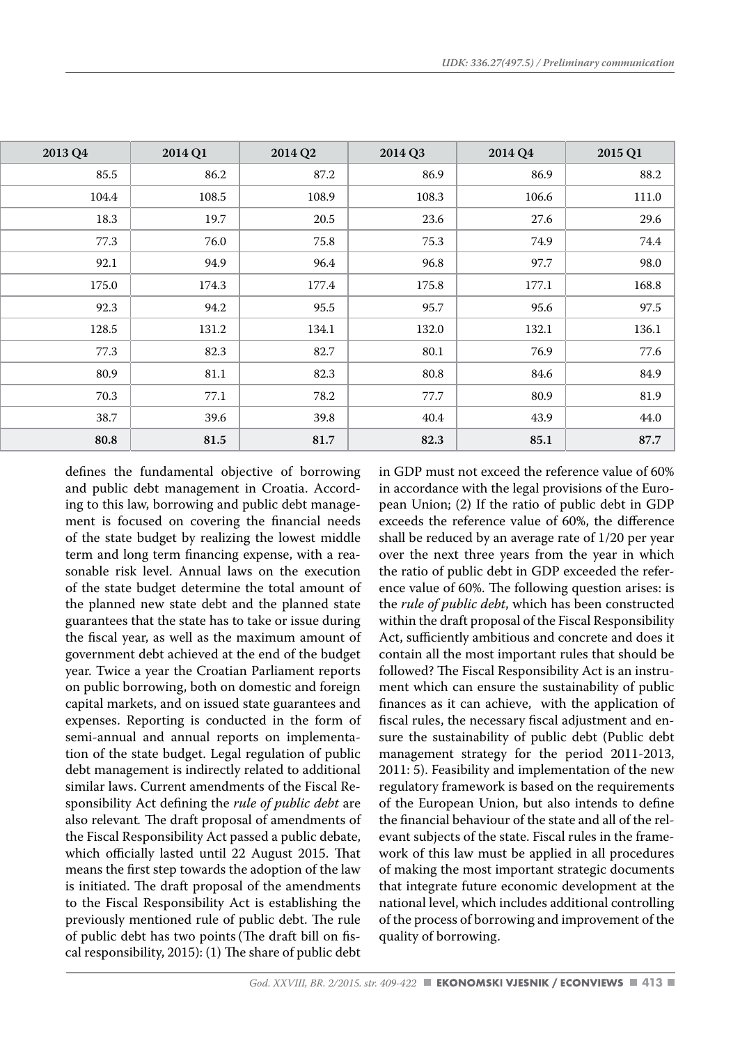| 2013 Q4 | 2014 Q1 | 2014 Q2 | 2014 Q3 | 2014 Q4 | 2015 Q1 |
|---|---|---|---|---|---|
| 85.5 | 86.2 | 87.2 | 86.9 | 86.9 | 88.2 |
| 104.4 | 108.5 | 108.9 | 108.3 | 106.6 | 111.0 |
| 18.3 | 19.7 | 20.5 | 23.6 | 27.6 | 29.6 |
| 77.3 | 76.0 | 75.8 | 75.3 | 74.9 | 74.4 |
| 92.1 | 94.9 | 96.4 | 96.8 | 97.7 | 98.0 |
| 175.0 | 174.3 | 177.4 | 175.8 | 177.1 | 168.8 |
| 92.3 | 94.2 | 95.5 | 95.7 | 95.6 | 97.5 |
| 128.5 | 131.2 | 134.1 | 132.0 | 132.1 | 136.1 |
| 77.3 | 82.3 | 82.7 | 80.1 | 76.9 | 77.6 |
| 80.9 | 81.1 | 82.3 | 80.8 | 84.6 | 84.9 |
| 70.3 | 77.1 | 78.2 | 77.7 | 80.9 | 81.9 |
| 38.7 | 39.6 | 39.8 | 40.4 | 43.9 | 44.0 |
| **80.8** | **81.5** | **81.7** | **82.3** | **85.1** | **87.7** |

defines the fundamental objective of borrowing and public debt management in Croatia. According to this law, borrowing and public debt management is focused on covering the financial needs of the state budget by realizing the lowest middle term and long term financing expense, with a reasonable risk level. Annual laws on the execution of the state budget determine the total amount of the planned new state debt and the planned state guarantees that the state has to take or issue during the fiscal year, as well as the maximum amount of government debt achieved at the end of the budget year. Twice a year the Croatian Parliament reports on public borrowing, both on domestic and foreign capital markets, and on issued state guarantees and expenses. Reporting is conducted in the form of semi-annual and annual reports on implementation of the state budget. Legal regulation of public debt management is indirectly related to additional similar laws. Current amendments of the Fiscal Responsibility Act defining the *rule of public debt* are also relevant. The draft proposal of amendments of the Fiscal Responsibility Act passed a public debate, which officially lasted until 22 August 2015. That means the first step towards the adoption of the law is initiated. The draft proposal of the amendments to the Fiscal Responsibility Act is establishing the previously mentioned rule of public debt. The rule of public debt has two points (The draft bill on fiscal responsibility, 2015): (1) The share of public debt in GDP must not exceed the reference value of 60% in accordance with the legal provisions of the European Union; (2) If the ratio of public debt in GDP exceeds the reference value of 60%, the difference shall be reduced by an average rate of 1/20 per year over the next three years from the year in which the ratio of public debt in GDP exceeded the reference value of 60%. The following question arises: is the *rule of public debt*, which has been constructed within the draft proposal of the Fiscal Responsibility Act, sufficiently ambitious and concrete and does it contain all the most important rules that should be followed? The Fiscal Responsibility Act is an instrument which can ensure the sustainability of public finances as it can achieve, with the application of fiscal rules, the necessary fiscal adjustment and ensure the sustainability of public debt (Public debt management strategy for the period 2011-2013, 2011: 5). Feasibility and implementation of the new regulatory framework is based on the requirements of the European Union, but also intends to define the financial behaviour of the state and all of the relevant subjects of the state. Fiscal rules in the framework of this law must be applied in all procedures of making the most important strategic documents that integrate future economic development at the national level, which includes additional controlling of the process of borrowing and improvement of the quality of borrowing.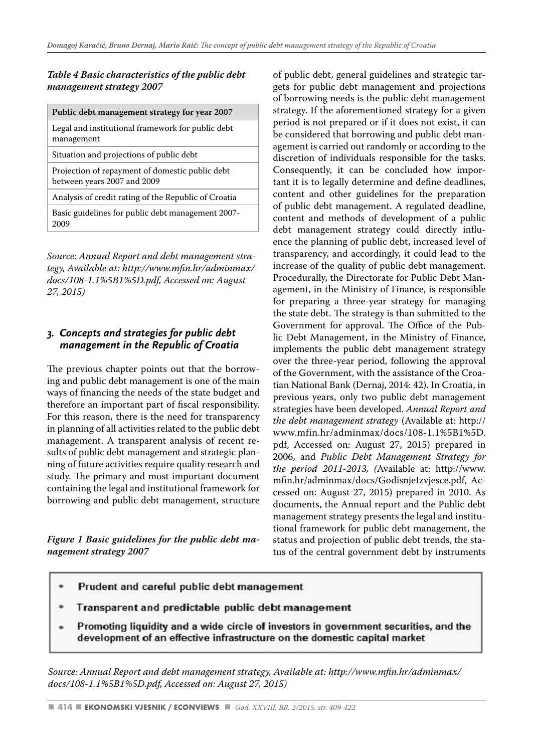*Table 4 Basic characteristics of the public debt management strategy 2007*

| Public debt management strategy for year 2007 |
|---|
| Legal and institutional framework for public debt management |
| Situation and projections of public debt |
| Projection of repayment of domestic public debt between years 2007 and 2009 |
| Analysis of credit rating of the Republic of Croatia |
| Basic guidelines for public debt management 2007-2009 |

*Source: Annual Report and debt management strategy, Available at: http://www.mfin.hr/adminmax/docs/108-1.1%5B1%5D.pdf, Accessed on: August 27, 2015)*

## 3. Concepts and strategies for public debt management in the Republic of Croatia

The previous chapter points out that the borrowing and public debt management is one of the main ways of financing the needs of the state budget and therefore an important part of fiscal responsibility. For this reason, there is the need for transparency in planning of all activities related to the public debt management. A transparent analysis of recent results of public debt management and strategic planning of future activities require quality research and study. The primary and most important document containing the legal and institutional framework for borrowing and public debt management, structure of public debt, general guidelines and strategic targets for public debt management and projections of borrowing needs is the public debt management strategy. If the aforementioned strategy for a given period is not prepared or if it does not exist, it can be considered that borrowing and public debt management is carried out randomly or according to the discretion of individuals responsible for the tasks. Consequently, it can be concluded how important it is to legally determine and define deadlines, content and other guidelines for the preparation of public debt management. A regulated deadline, content and methods of development of a public debt management strategy could directly influence the planning of public debt, increased level of transparency, and accordingly, it could lead to the increase of the quality of public debt management. Procedurally, the Directorate for Public Debt Management, in the Ministry of Finance, is responsible for preparing a three-year strategy for managing the state debt. The strategy is than submitted to the Government for approval. The Office of the Public Debt Management, in the Ministry of Finance, implements the public debt management strategy over the three-year period, following the approval of the Government, with the assistance of the Croatian National Bank (Dernaj, 2014: 42). In Croatia, in previous years, only two public debt management strategies have been developed. *Annual Report and the debt management strategy* (Available at: http://www.mfin.hr/adminmax/docs/108-1.1%5B1%5D.pdf, Accessed on: August 27, 2015) prepared in 2006, and *Public Debt Management Strategy for the period 2011-2013, (*Available at: http://www.mfin.hr/adminmax/docs/GodisnjeIzvjesce.pdf, Accessed on: August 27, 2015) prepared in 2010. As documents, the Annual report and the Public debt management strategy presents the legal and institutional framework for public debt management, the status and projection of public debt trends, the status of the central government debt by instruments

*Figure 1 Basic guidelines for the public debt management strategy 2007*

- Prudent and careful public debt management
- Transparent and predictable public debt management
- Promoting liquidity and a wide circle of investors in government securities, and the development of an effective infrastructure on the domestic capital market

*Source: Annual Report and debt management strategy, Available at: http://www.mfin.hr/adminmax/docs/108-1.1%5B1%5D.pdf, Accessed on: August 27, 2015)*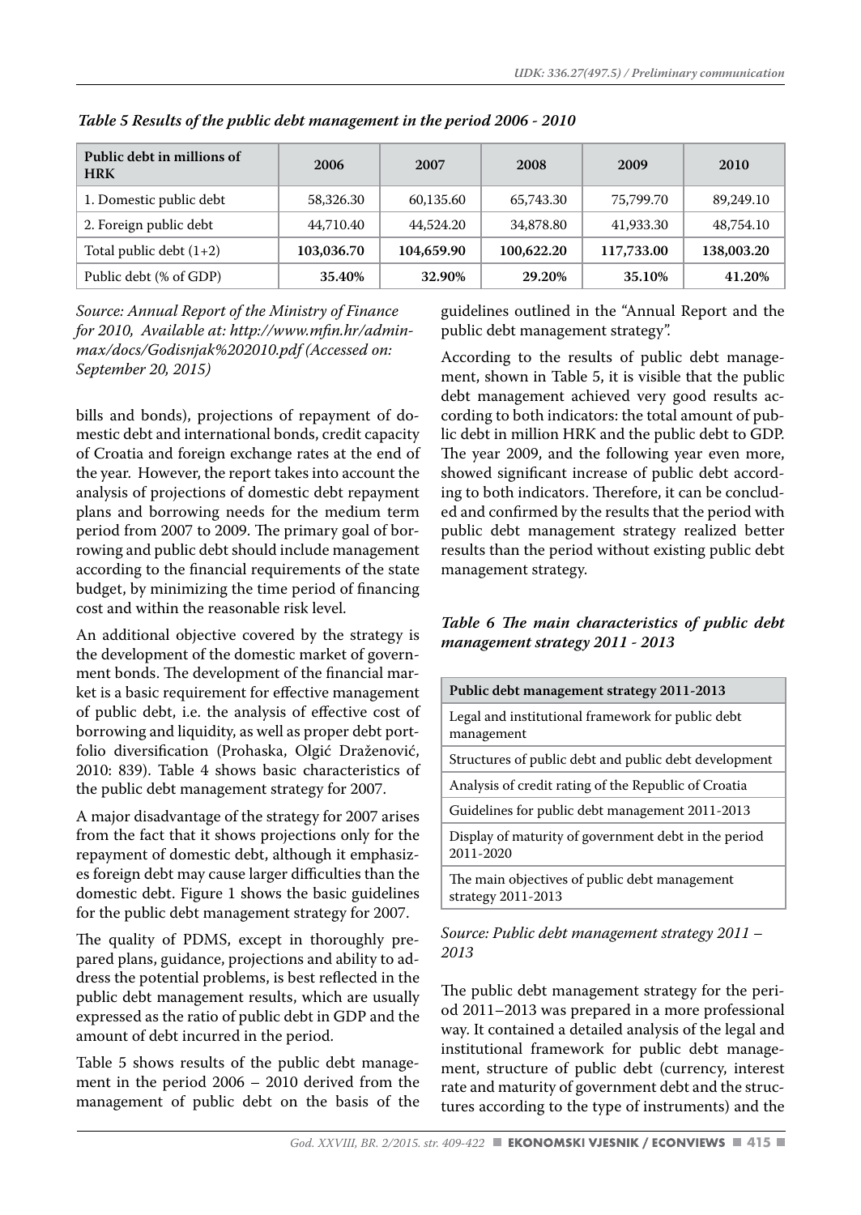*Table 5 Results of the public debt management in the period 2006 - 2010*

| Public debt in millions of HRK | 2006 | 2007 | 2008 | 2009 | 2010 |
|---|---|---|---|---|---|
| 1. Domestic public debt | 58,326.30 | 60,135.60 | 65,743.30 | 75,799.70 | 89,249.10 |
| 2. Foreign public debt | 44,710.40 | 44,524.20 | 34,878.80 | 41,933.30 | 48,754.10 |
| Total public debt (1+2) | **103,036.70** | **104,659.90** | **100,622.20** | **117,733.00** | **138,003.20** |
| Public debt (% of GDP) | **35.40%** | **32.90%** | **29.20%** | **35.10%** | **41.20%** |

*Source: Annual Report of the Ministry of Finance for 2010, Available at: http://www.mfin.hr/adminmax/docs/Godisnjak%202010.pdf (Accessed on: September 20, 2015)*

bills and bonds), projections of repayment of domestic debt and international bonds, credit capacity of Croatia and foreign exchange rates at the end of the year. However, the report takes into account the analysis of projections of domestic debt repayment plans and borrowing needs for the medium term period from 2007 to 2009. The primary goal of borrowing and public debt should include management according to the financial requirements of the state budget, by minimizing the time period of financing cost and within the reasonable risk level.

An additional objective covered by the strategy is the development of the domestic market of government bonds. The development of the financial market is a basic requirement for effective management of public debt, i.e. the analysis of effective cost of borrowing and liquidity, as well as proper debt portfolio diversification (Prohaska, Olgić Draženović, 2010: 839). Table 4 shows basic characteristics of the public debt management strategy for 2007.

A major disadvantage of the strategy for 2007 arises from the fact that it shows projections only for the repayment of domestic debt, although it emphasizes foreign debt may cause larger difficulties than the domestic debt. Figure 1 shows the basic guidelines for the public debt management strategy for 2007.

The quality of PDMS, except in thoroughly prepared plans, guidance, projections and ability to address the potential problems, is best reflected in the public debt management results, which are usually expressed as the ratio of public debt in GDP and the amount of debt incurred in the period.

Table 5 shows results of the public debt management in the period 2006 – 2010 derived from the management of public debt on the basis of the guidelines outlined in the "Annual Report and the public debt management strategy".

According to the results of public debt management, shown in Table 5, it is visible that the public debt management achieved very good results according to both indicators: the total amount of public debt in million HRK and the public debt to GDP. The year 2009, and the following year even more, showed significant increase of public debt according to both indicators. Therefore, it can be concluded and confirmed by the results that the period with public debt management strategy realized better results than the period without existing public debt management strategy.

*Table 6 The main characteristics of public debt management strategy 2011 - 2013*

| Public debt management strategy 2011-2013 |
|---|
| Legal and institutional framework for public debt management |
| Structures of public debt and public debt development |
| Analysis of credit rating of the Republic of Croatia |
| Guidelines for public debt management 2011-2013 |
| Display of maturity of government debt in the period 2011-2020 |
| The main objectives of public debt management strategy 2011-2013 |

*Source: Public debt management strategy 2011 – 2013*

The public debt management strategy for the period 2011–2013 was prepared in a more professional way. It contained a detailed analysis of the legal and institutional framework for public debt management, structure of public debt (currency, interest rate and maturity of government debt and the structures according to the type of instruments) and the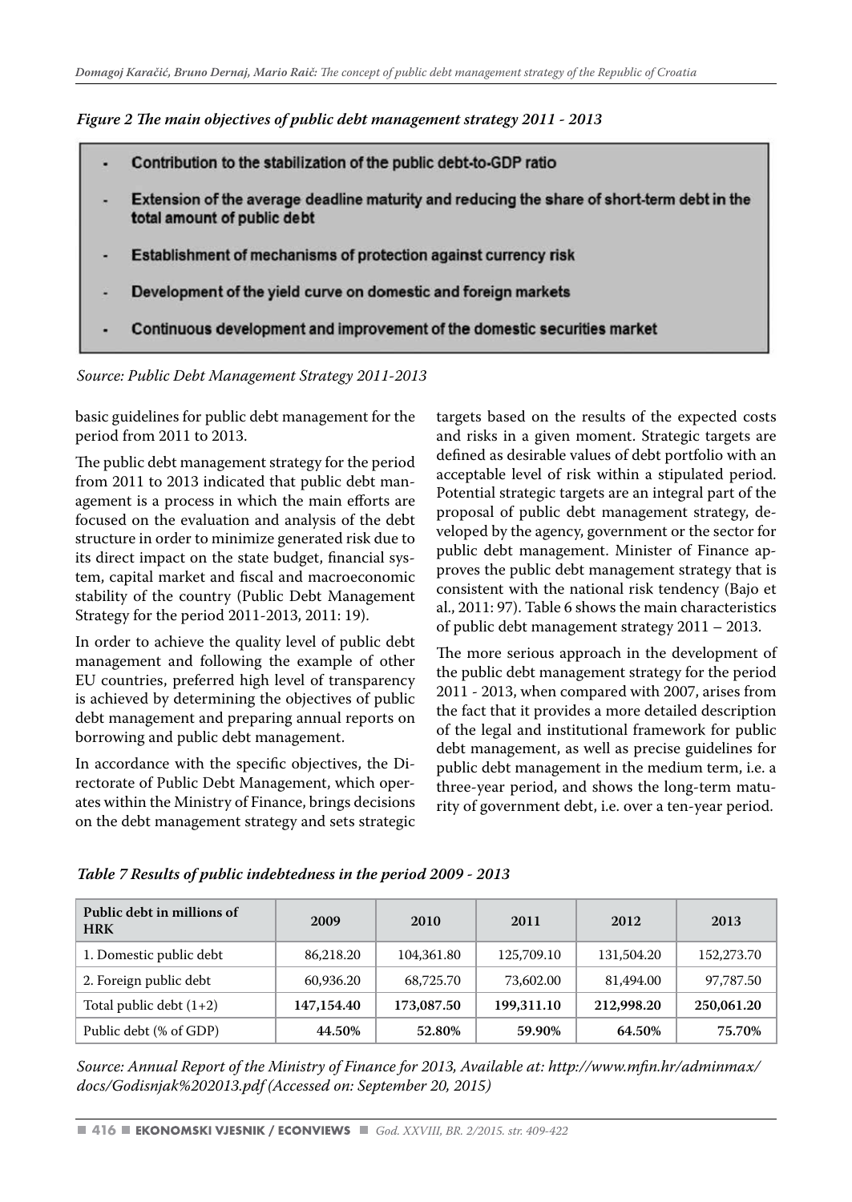*Figure 2 The main objectives of public debt management strategy 2011 - 2013*

- Contribution to the stabilization of the public debt-to-GDP ratio
- Extension of the average deadline maturity and reducing the share of short-term debt in the total amount of public debt
- Establishment of mechanisms of protection against currency risk
- Development of the yield curve on domestic and foreign markets
- Continuous development and improvement of the domestic securities market

*Source: Public Debt Management Strategy 2011-2013*

basic guidelines for public debt management for the period from 2011 to 2013.

The public debt management strategy for the period from 2011 to 2013 indicated that public debt management is a process in which the main efforts are focused on the evaluation and analysis of the debt structure in order to minimize generated risk due to its direct impact on the state budget, financial system, capital market and fiscal and macroeconomic stability of the country (Public Debt Management Strategy for the period 2011-2013, 2011: 19).

In order to achieve the quality level of public debt management and following the example of other EU countries, preferred high level of transparency is achieved by determining the objectives of public debt management and preparing annual reports on borrowing and public debt management.

In accordance with the specific objectives, the Directorate of Public Debt Management, which operates within the Ministry of Finance, brings decisions on the debt management strategy and sets strategic targets based on the results of the expected costs and risks in a given moment. Strategic targets are defined as desirable values of debt portfolio with an acceptable level of risk within a stipulated period. Potential strategic targets are an integral part of the proposal of public debt management strategy, developed by the agency, government or the sector for public debt management. Minister of Finance approves the public debt management strategy that is consistent with the national risk tendency (Bajo et al., 2011: 97). Table 6 shows the main characteristics of public debt management strategy 2011 – 2013.

The more serious approach in the development of the public debt management strategy for the period 2011 - 2013, when compared with 2007, arises from the fact that it provides a more detailed description of the legal and institutional framework for public debt management, as well as precise guidelines for public debt management in the medium term, i.e. a three-year period, and shows the long-term maturity of government debt, i.e. over a ten-year period.

*Table 7 Results of public indebtedness in the period 2009 - 2013*

| Public debt in millions of HRK | 2009 | 2010 | 2011 | 2012 | 2013 |
|---|---|---|---|---|---|
| 1. Domestic public debt | 86,218.20 | 104,361.80 | 125,709.10 | 131,504.20 | 152,273.70 |
| 2. Foreign public debt | 60,936.20 | 68,725.70 | 73,602.00 | 81,494.00 | 97,787.50 |
| Total public debt (1+2) | **147,154.40** | **173,087.50** | **199,311.10** | **212,998.20** | **250,061.20** |
| Public debt (% of GDP) | **44.50%** | **52.80%** | **59.90%** | **64.50%** | **75.70%** |

*Source: Annual Report of the Ministry of Finance for 2013, Available at: http://www.mfin.hr/adminmax/docs/Godisnjak%202013.pdf (Accessed on: September 20, 2015)*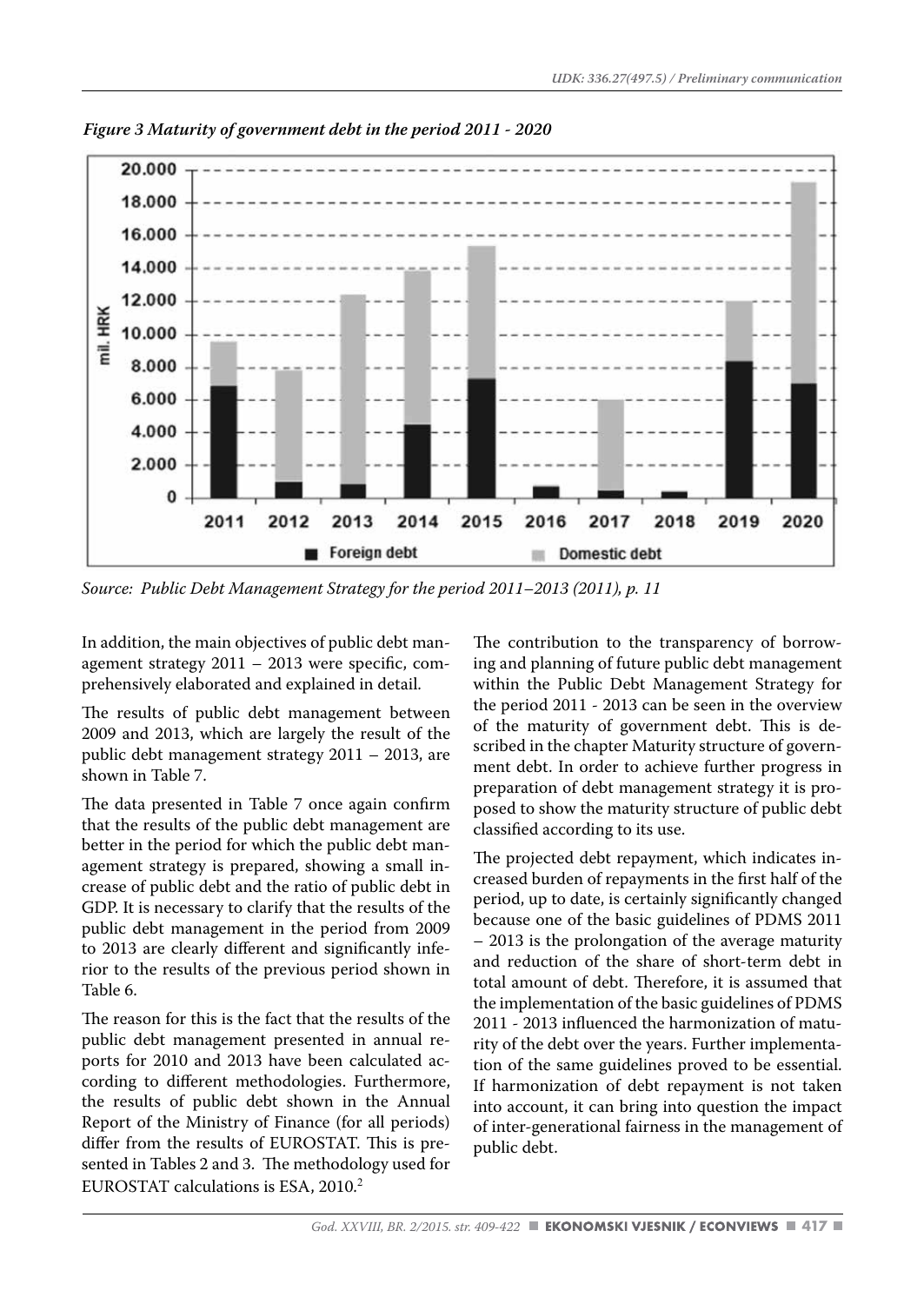*Figure 3 Maturity of government debt in the period 2011 - 2020*

*Source: Public Debt Management Strategy for the period 2011–2013 (2011), p. 11*

In addition, the main objectives of public debt management strategy 2011 – 2013 were specific, comprehensively elaborated and explained in detail.

The results of public debt management between 2009 and 2013, which are largely the result of the public debt management strategy 2011 – 2013, are shown in Table 7.

The data presented in Table 7 once again confirm that the results of the public debt management are better in the period for which the public debt management strategy is prepared, showing a small increase of public debt and the ratio of public debt in GDP. It is necessary to clarify that the results of the public debt management in the period from 2009 to 2013 are clearly different and significantly inferior to the results of the previous period shown in Table 6.

The reason for this is the fact that the results of the public debt management presented in annual reports for 2010 and 2013 have been calculated according to different methodologies. Furthermore, the results of public debt shown in the Annual Report of the Ministry of Finance (for all periods) differ from the results of EUROSTAT. This is presented in Tables 2 and 3. The methodology used for EUROSTAT calculations is ESA, 2010.[2]

The contribution to the transparency of borrowing and planning of future public debt management within the Public Debt Management Strategy for the period 2011 - 2013 can be seen in the overview of the maturity of government debt. This is described in the chapter Maturity structure of government debt. In order to achieve further progress in preparation of debt management strategy it is proposed to show the maturity structure of public debt classified according to its use.

The projected debt repayment, which indicates increased burden of repayments in the first half of the period, up to date, is certainly significantly changed because one of the basic guidelines of PDMS 2011 – 2013 is the prolongation of the average maturity and reduction of the share of short-term debt in total amount of debt. Therefore, it is assumed that the implementation of the basic guidelines of PDMS 2011 - 2013 influenced the harmonization of maturity of the debt over the years. Further implementation of the same guidelines proved to be essential. If harmonization of debt repayment is not taken into account, it can bring into question the impact of inter-generational fairness in the management of public debt.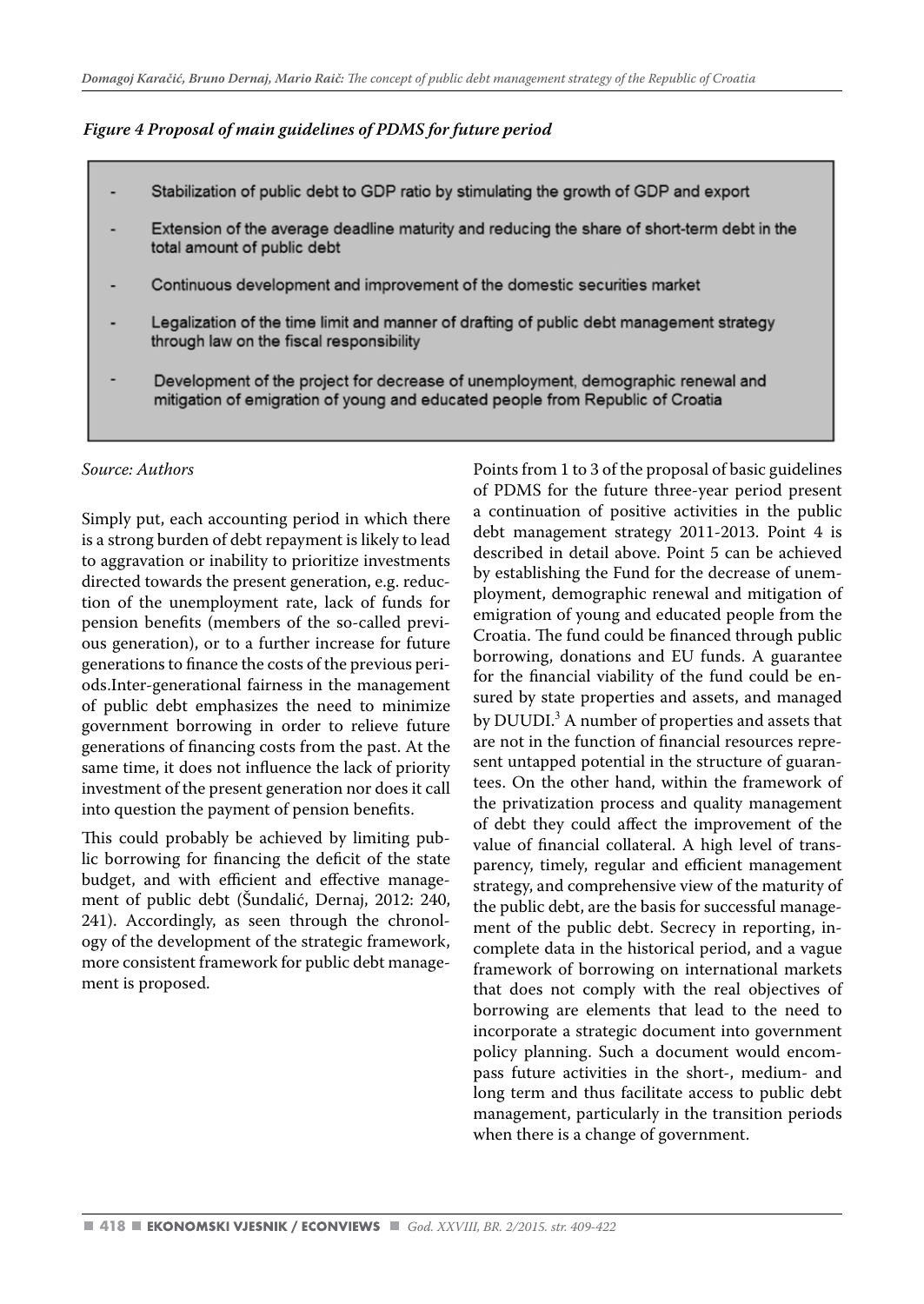*Figure 4 Proposal of main guidelines of PDMS for future period*

- Stabilization of public debt to GDP ratio by stimulating the growth of GDP and export
- Extension of the average deadline maturity and reducing the share of short-term debt in the total amount of public debt
- Continuous development and improvement of the domestic securities market
- Legalization of the time limit and manner of drafting of public debt management strategy through law on the fiscal responsibility
- Development of the project for decrease of unemployment, demographic renewal and mitigation of emigration of young and educated people from Republic of Croatia

*Source: Authors*

Simply put, each accounting period in which there is a strong burden of debt repayment is likely to lead to aggravation or inability to prioritize investments directed towards the present generation, e.g. reduction of the unemployment rate, lack of funds for pension benefits (members of the so-called previous generation), or to a further increase for future generations to finance the costs of the previous periods.Inter-generational fairness in the management of public debt emphasizes the need to minimize government borrowing in order to relieve future generations of financing costs from the past. At the same time, it does not influence the lack of priority investment of the present generation nor does it call into question the payment of pension benefits.

This could probably be achieved by limiting public borrowing for financing the deficit of the state budget, and with efficient and effective management of public debt (Šundalić, Dernaj, 2012: 240, 241). Accordingly, as seen through the chronology of the development of the strategic framework, more consistent framework for public debt management is proposed.

Points from 1 to 3 of the proposal of basic guidelines of PDMS for the future three-year period present a continuation of positive activities in the public debt management strategy 2011-2013. Point 4 is described in detail above. Point 5 can be achieved by establishing the Fund for the decrease of unemployment, demographic renewal and mitigation of emigration of young and educated people from the Croatia. The fund could be financed through public borrowing, donations and EU funds. A guarantee for the financial viability of the fund could be ensured by state properties and assets, and managed by DUUDI.[3] A number of properties and assets that are not in the function of financial resources represent untapped potential in the structure of guarantees. On the other hand, within the framework of the privatization process and quality management of debt they could affect the improvement of the value of financial collateral. A high level of transparency, timely, regular and efficient management strategy, and comprehensive view of the maturity of the public debt, are the basis for successful management of the public debt. Secrecy in reporting, incomplete data in the historical period, and a vague framework of borrowing on international markets that does not comply with the real objectives of borrowing are elements that lead to the need to incorporate a strategic document into government policy planning. Such a document would encompass future activities in the short-, medium- and long term and thus facilitate access to public debt management, particularly in the transition periods when there is a change of government.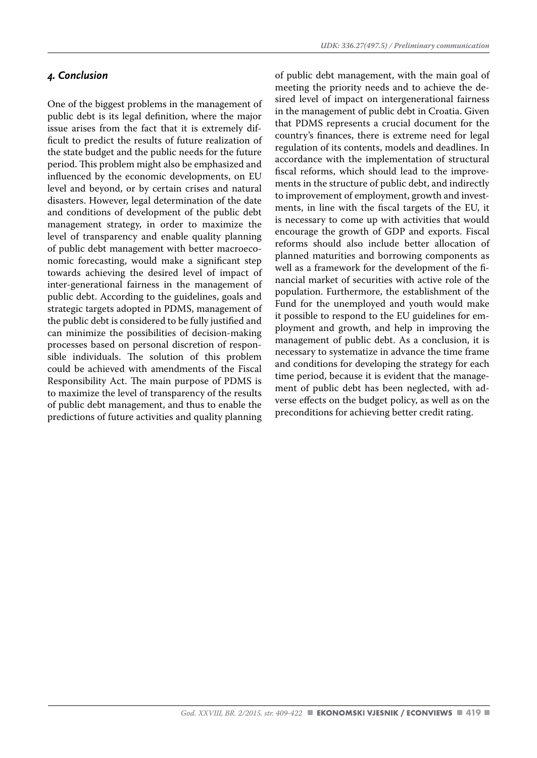## *4. Conclusion*

One of the biggest problems in the management of public debt is its legal definition, where the major issue arises from the fact that it is extremely difficult to predict the results of future realization of the state budget and the public needs for the future period. This problem might also be emphasized and influenced by the economic developments, on EU level and beyond, or by certain crises and natural disasters. However, legal determination of the date and conditions of development of the public debt management strategy, in order to maximize the level of transparency and enable quality planning of public debt management with better macroeconomic forecasting, would make a significant step towards achieving the desired level of impact of inter-generational fairness in the management of public debt. According to the guidelines, goals and strategic targets adopted in PDMS, management of the public debt is considered to be fully justified and can minimize the possibilities of decision-making processes based on personal discretion of responsible individuals. The solution of this problem could be achieved with amendments of the Fiscal Responsibility Act. The main purpose of PDMS is to maximize the level of transparency of the results of public debt management, and thus to enable the predictions of future activities and quality planning of public debt management, with the main goal of meeting the priority needs and to achieve the desired level of impact on intergenerational fairness in the management of public debt in Croatia. Given that PDMS represents a crucial document for the country's finances, there is extreme need for legal regulation of its contents, models and deadlines. In accordance with the implementation of structural fiscal reforms, which should lead to the improvements in the structure of public debt, and indirectly to improvement of employment, growth and investments, in line with the fiscal targets of the EU, it is necessary to come up with activities that would encourage the growth of GDP and exports. Fiscal reforms should also include better allocation of planned maturities and borrowing components as well as a framework for the development of the financial market of securities with active role of the population. Furthermore, the establishment of the Fund for the unemployed and youth would make it possible to respond to the EU guidelines for employment and growth, and help in improving the management of public debt. As a conclusion, it is necessary to systematize in advance the time frame and conditions for developing the strategy for each time period, because it is evident that the management of public debt has been neglected, with adverse effects on the budget policy, as well as on the preconditions for achieving better credit rating.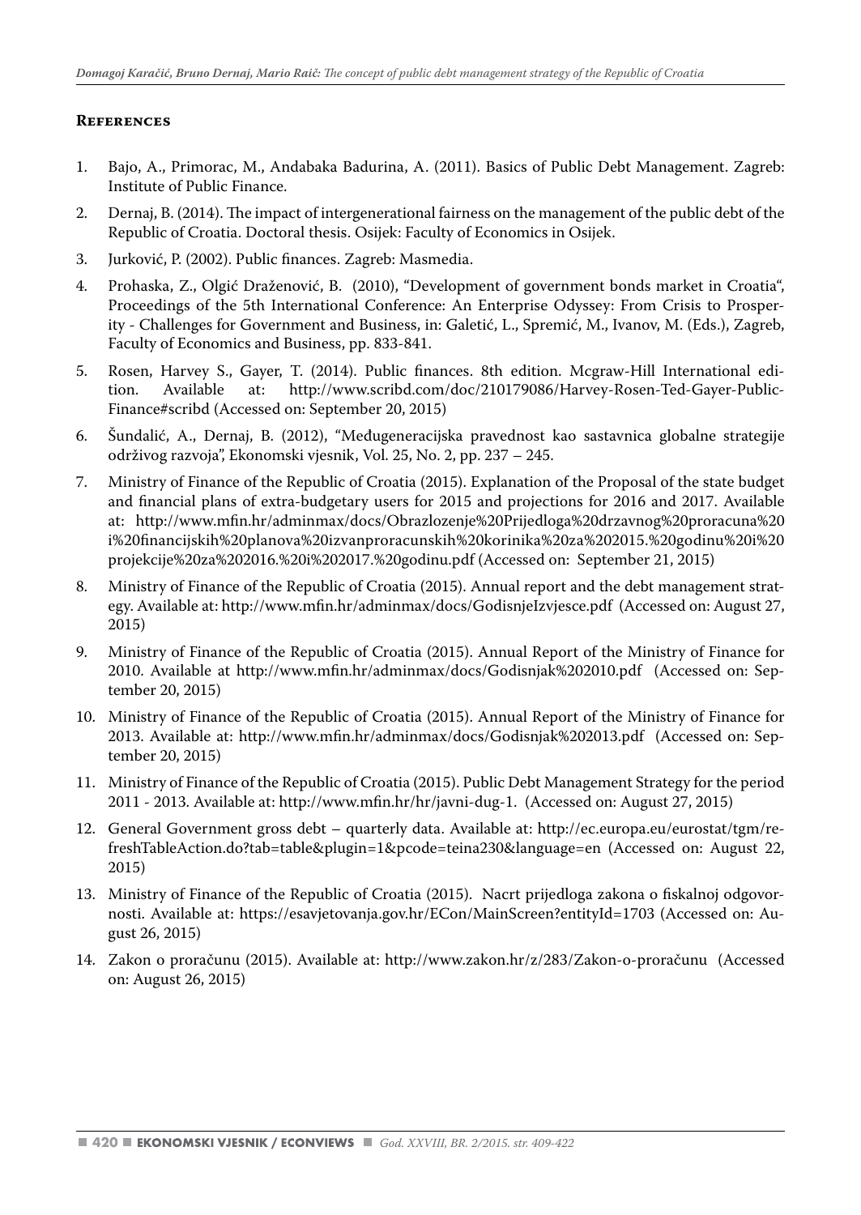## References

1. Bajo, A., Primorac, M., Andabaka Badurina, A. (2011). Basics of Public Debt Management. Zagreb: Institute of Public Finance.
2. Dernaj, B. (2014). The impact of intergenerational fairness on the management of the public debt of the Republic of Croatia. Doctoral thesis. Osijek: Faculty of Economics in Osijek.
3. Jurković, P. (2002). Public finances. Zagreb: Masmedia.
4. Prohaska, Z., Olgić Draženović, B. (2010), "Development of government bonds market in Croatia", Proceedings of the 5th International Conference: An Enterprise Odyssey: From Crisis to Prosperity - Challenges for Government and Business, in: Galetić, L., Spremić, M., Ivanov, M. (Eds.), Zagreb, Faculty of Economics and Business, pp. 833-841.
5. Rosen, Harvey S., Gayer, T. (2014). Public finances. 8th edition. Mcgraw-Hill International edition. Available at: http://www.scribd.com/doc/210179086/Harvey-Rosen-Ted-Gayer-Public-Finance#scribd (Accessed on: September 20, 2015)
6. Šundalić, A., Dernaj, B. (2012), "Međugeneracijska pravednost kao sastavnica globalne strategije održivog razvoja", Ekonomski vjesnik, Vol. 25, No. 2, pp. 237 – 245.
7. Ministry of Finance of the Republic of Croatia (2015). Explanation of the Proposal of the state budget and financial plans of extra-budgetary users for 2015 and projections for 2016 and 2017. Available at: http://www.mfin.hr/adminmax/docs/Obrazlozenje%20Prijedloga%20drzavnog%20proracuna%20i%20financijskih%20planova%20izvanproracunskih%20korinika%20za%202015.%20godinu%20i%20projekcije%20za%202016.%20i%202017.%20godinu.pdf (Accessed on: September 21, 2015)
8. Ministry of Finance of the Republic of Croatia (2015). Annual report and the debt management strategy. Available at: http://www.mfin.hr/adminmax/docs/GodisnjeIzvjesce.pdf (Accessed on: August 27, 2015)
9. Ministry of Finance of the Republic of Croatia (2015). Annual Report of the Ministry of Finance for 2010. Available at http://www.mfin.hr/adminmax/docs/Godisnjak%202010.pdf (Accessed on: September 20, 2015)
10. Ministry of Finance of the Republic of Croatia (2015). Annual Report of the Ministry of Finance for 2013. Available at: http://www.mfin.hr/adminmax/docs/Godisnjak%202013.pdf (Accessed on: September 20, 2015)
11. Ministry of Finance of the Republic of Croatia (2015). Public Debt Management Strategy for the period 2011 - 2013. Available at: http://www.mfin.hr/hr/javni-dug-1. (Accessed on: August 27, 2015)
12. General Government gross debt – quarterly data. Available at: http://ec.europa.eu/eurostat/tgm/refreshTableAction.do?tab=table&plugin=1&pcode=teina230&language=en (Accessed on: August 22, 2015)
13. Ministry of Finance of the Republic of Croatia (2015). Nacrt prijedloga zakona o fiskalnoj odgovornosti. Available at: https://esavjetovanja.gov.hr/ECon/MainScreen?entityId=1703 (Accessed on: August 26, 2015)
14. Zakon o proračunu (2015). Available at: http://www.zakon.hr/z/283/Zakon-o-proračunu (Accessed on: August 26, 2015)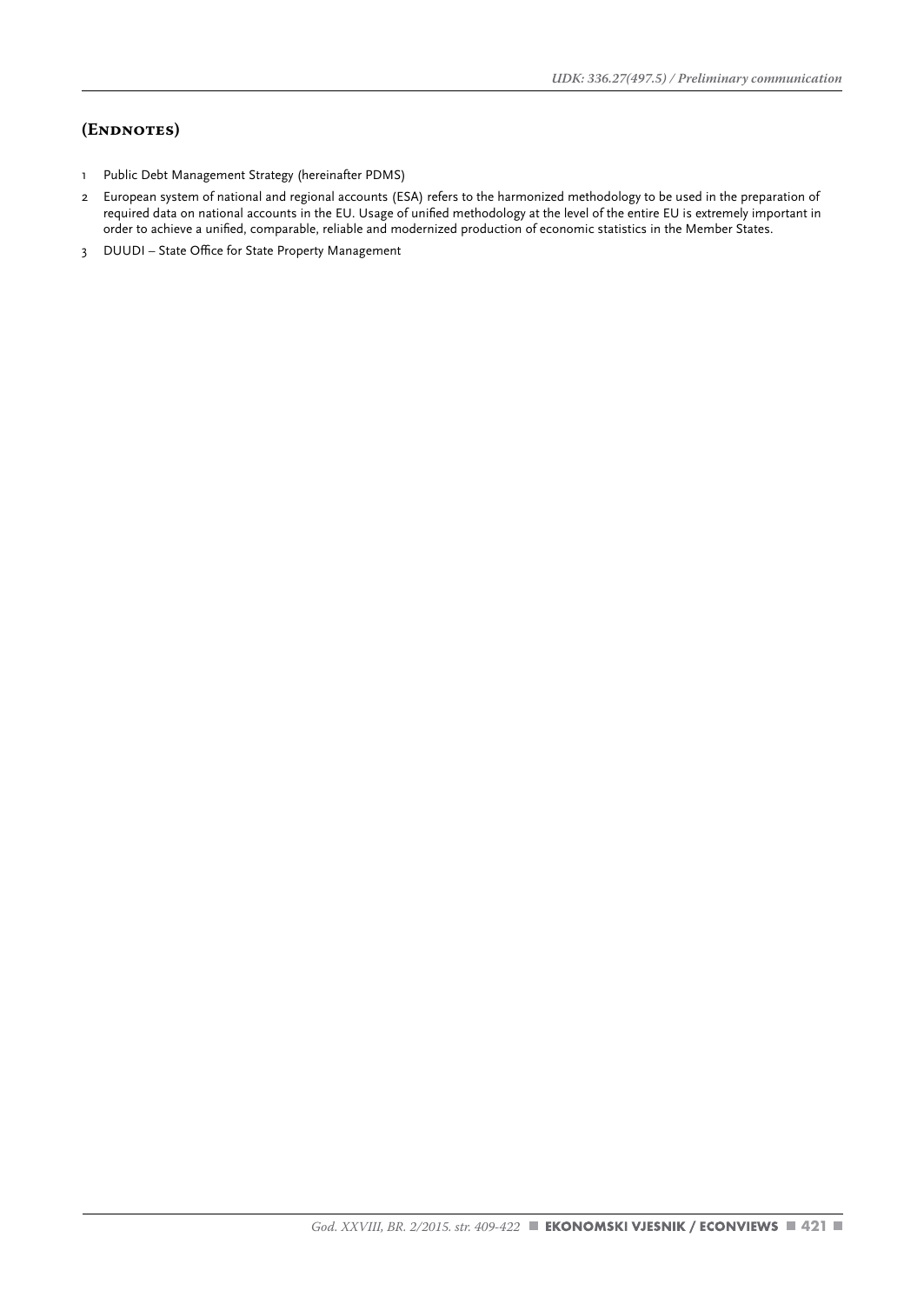## (Endnotes)

1. Public Debt Management Strategy (hereinafter PDMS)
2. European system of national and regional accounts (ESA) refers to the harmonized methodology to be used in the preparation of required data on national accounts in the EU. Usage of unified methodology at the level of the entire EU is extremely important in order to achieve a unified, comparable, reliable and modernized production of economic statistics in the Member States.
3. DUUDI – State Office for State Property Management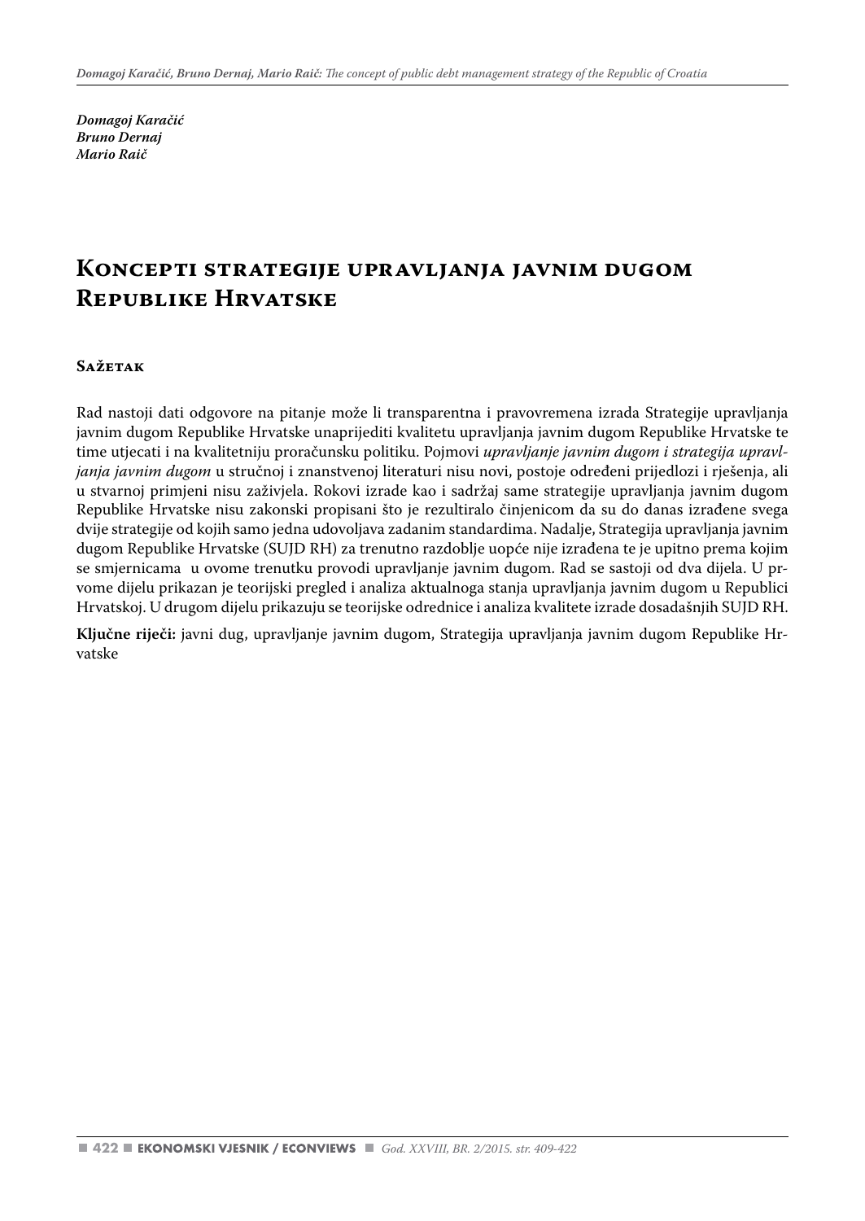*Domagoj Karačić*
*Bruno Dernaj*
*Mario Raič*

# Koncepti strategije upravljanja javnim dugom Republike Hrvatske

## Sažetak

Rad nastoji dati odgovore na pitanje može li transparentna i pravovremena izrada Strategije upravljanja javnim dugom Republike Hrvatske unaprijediti kvalitetu upravljanja javnim dugom Republike Hrvatske te time utjecati i na kvalitetniju proračunsku politiku. Pojmovi *upravljanje javnim dugom i strategija upravljanja javnim dugom* u stručnoj i znanstvenoj literaturi nisu novi, postoje određeni prijedlozi i rješenja, ali u stvarnoj primjeni nisu zaživjela. Rokovi izrade kao i sadržaj same strategije upravljanja javnim dugom Republike Hrvatske nisu zakonski propisani što je rezultiralo činjenicom da su do danas izrađene svega dvije strategije od kojih samo jedna udovoljava zadanim standardima. Nadalje, Strategija upravljanja javnim dugom Republike Hrvatske (SUJD RH) za trenutno razdoblje uopće nije izrađena te je upitno prema kojim se smjernicama u ovome trenutku provodi upravljanje javnim dugom. Rad se sastoji od dva dijela. U prvome dijelu prikazan je teorijski pregled i analiza aktualnoga stanja upravljanja javnim dugom u Republici Hrvatskoj. U drugom dijelu prikazuju se teorijske odrednice i analiza kvalitete izrade dosadašnjih SUJD RH.

**Ključne riječi:** javni dug, upravljanje javnim dugom, Strategija upravljanja javnim dugom Republike Hrvatske